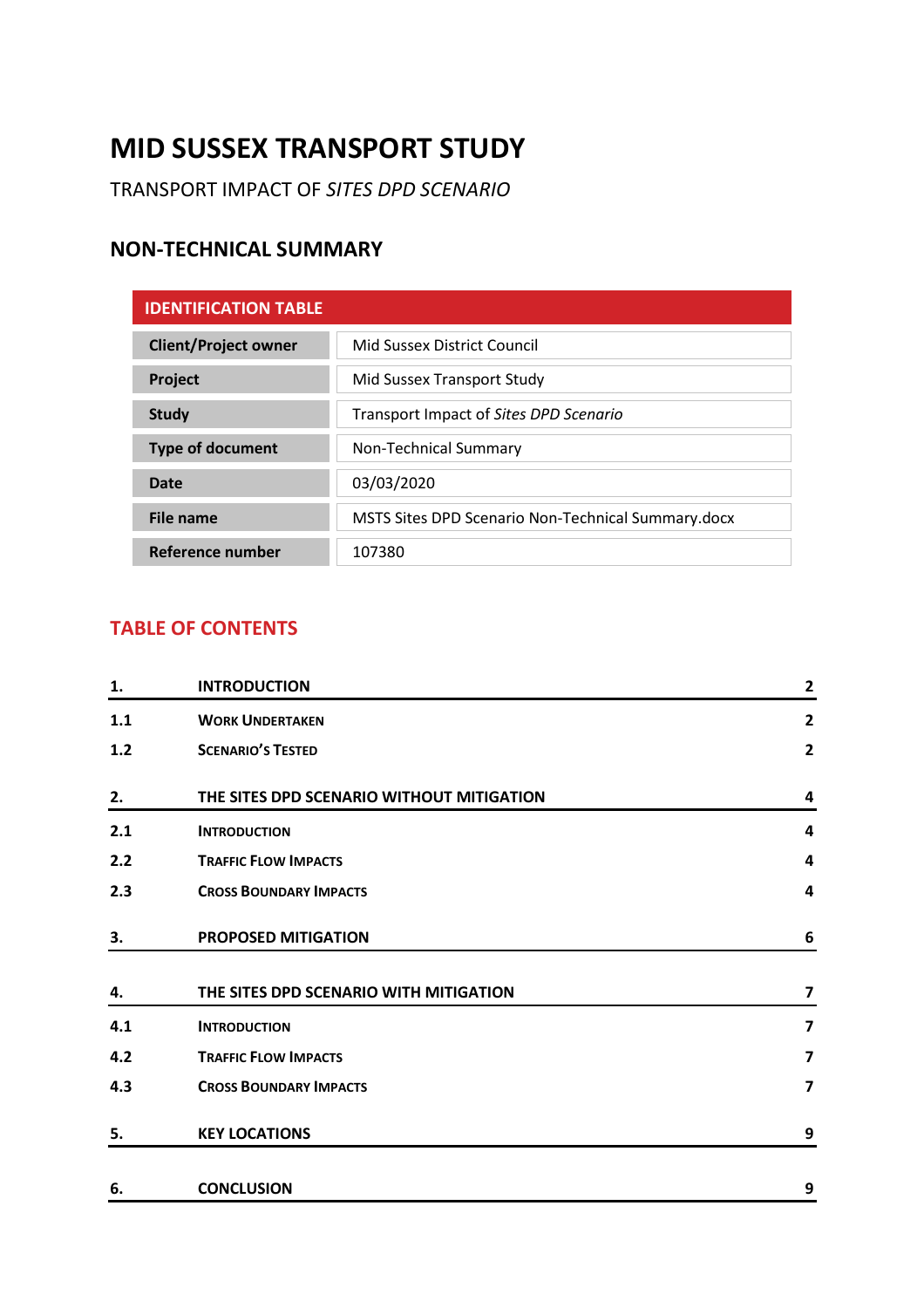# MID SUSSEX TRANSPORT STUDY

TRANSPORT IMPACT OF *SITES DPD SCENARIO*

## NON-TECHNICAL SUMMARY

| IDENTIFICATION TABLE | |
|---|---|
| **Client/Project owner** | Mid Sussex District Council |
| **Project** | Mid Sussex Transport Study |
| **Study** | Transport Impact of *Sites DPD Scenario* |
| **Type of document** | Non-Technical Summary |
| **Date** | 03/03/2020 |
| **File name** | MSTS Sites DPD Scenario Non-Technical Summary.docx |
| **Reference number** | 107380 |

## TABLE OF CONTENTS

| | | |
|---|---|---|
| **1.** | **INTRODUCTION** | **2** |
| **1.1** | **WORK UNDERTAKEN** | **2** |
| **1.2** | **SCENARIO'S TESTED** | **2** |
| **2.** | **THE SITES DPD SCENARIO WITHOUT MITIGATION** | **4** |
| **2.1** | **INTRODUCTION** | **4** |
| **2.2** | **TRAFFIC FLOW IMPACTS** | **4** |
| **2.3** | **CROSS BOUNDARY IMPACTS** | **4** |
| **3.** | **PROPOSED MITIGATION** | **6** |
| **4.** | **THE SITES DPD SCENARIO WITH MITIGATION** | **7** |
| **4.1** | **INTRODUCTION** | **7** |
| **4.2** | **TRAFFIC FLOW IMPACTS** | **7** |
| **4.3** | **CROSS BOUNDARY IMPACTS** | **7** |
| **5.** | **KEY LOCATIONS** | **9** |
| **6.** | **CONCLUSION** | **9** |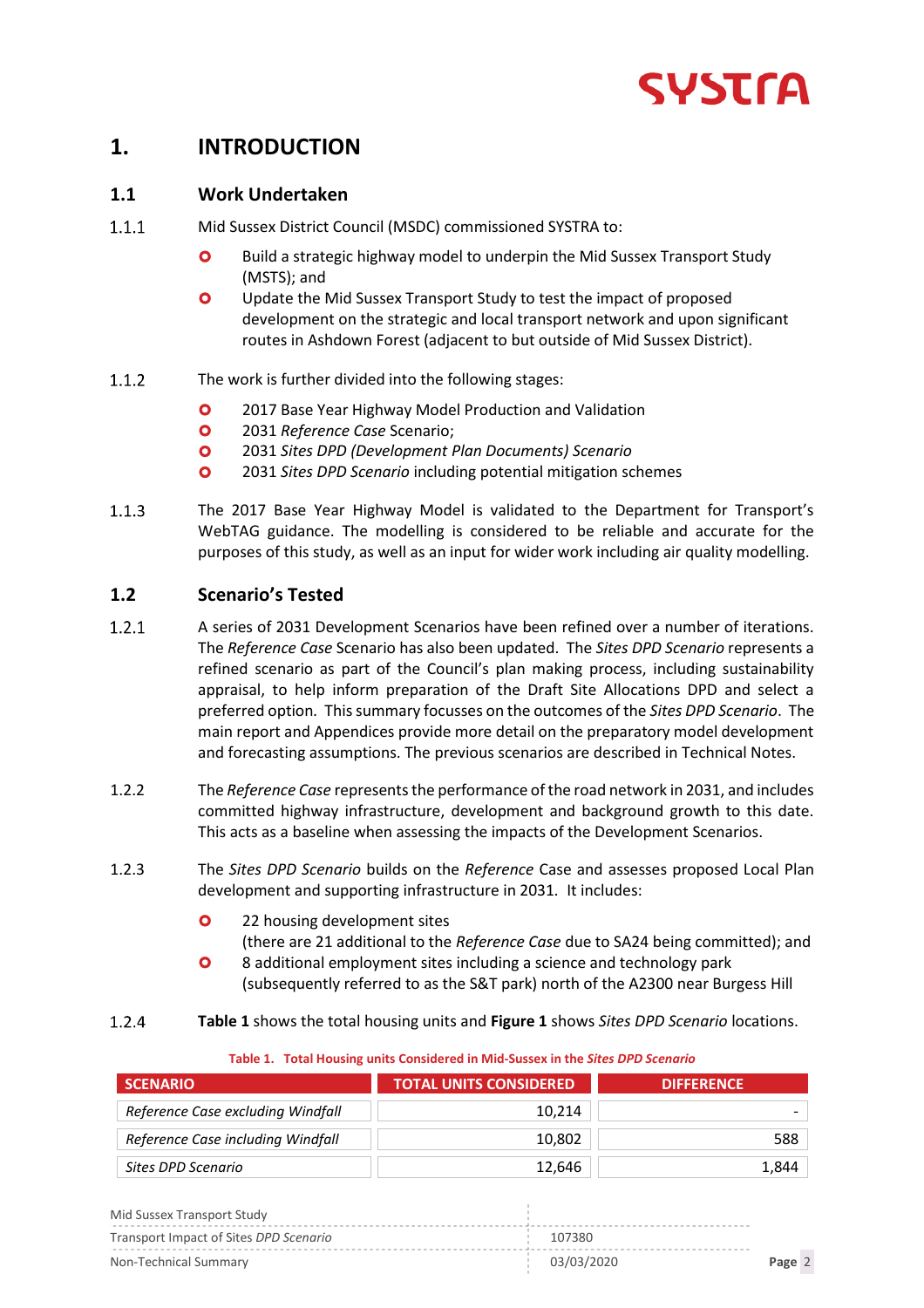# 1. INTRODUCTION

## 1.1 Work Undertaken

1.1.1 Mid Sussex District Council (MSDC) commissioned SYSTRA to:

- Build a strategic highway model to underpin the Mid Sussex Transport Study (MSTS); and
- Update the Mid Sussex Transport Study to test the impact of proposed development on the strategic and local transport network and upon significant routes in Ashdown Forest (adjacent to but outside of Mid Sussex District).

1.1.2 The work is further divided into the following stages:

- 2017 Base Year Highway Model Production and Validation
- 2031 *Reference Case* Scenario;
- 2031 *Sites DPD (Development Plan Documents) Scenario*
- 2031 *Sites DPD Scenario* including potential mitigation schemes

1.1.3 The 2017 Base Year Highway Model is validated to the Department for Transport's WebTAG guidance. The modelling is considered to be reliable and accurate for the purposes of this study, as well as an input for wider work including air quality modelling.

## 1.2 Scenario's Tested

1.2.1 A series of 2031 Development Scenarios have been refined over a number of iterations. The *Reference Case* Scenario has also been updated. The *Sites DPD Scenario* represents a refined scenario as part of the Council's plan making process, including sustainability appraisal, to help inform preparation of the Draft Site Allocations DPD and select a preferred option. This summary focusses on the outcomes of the *Sites DPD Scenario*. The main report and Appendices provide more detail on the preparatory model development and forecasting assumptions. The previous scenarios are described in Technical Notes.

1.2.2 The *Reference Case* represents the performance of the road network in 2031, and includes committed highway infrastructure, development and background growth to this date. This acts as a baseline when assessing the impacts of the Development Scenarios.

1.2.3 The *Sites DPD Scenario* builds on the *Reference* Case and assesses proposed Local Plan development and supporting infrastructure in 2031. It includes:

- 22 housing development sites
  (there are 21 additional to the *Reference Case* due to SA24 being committed); and
- 8 additional employment sites including a science and technology park
  (subsequently referred to as the S&T park) north of the A2300 near Burgess Hill

1.2.4 **Table 1** shows the total housing units and **Figure 1** shows *Sites DPD Scenario* locations.

Table 1. Total Housing units Considered in Mid-Sussex in the *Sites DPD Scenario*

| SCENARIO | TOTAL UNITS CONSIDERED | DIFFERENCE |
|---|---|---|
| *Reference Case excluding Windfall* | 10,214 | - |
| *Reference Case including Windfall* | 10,802 | 588 |
| *Sites DPD Scenario* | 12,646 | 1,844 |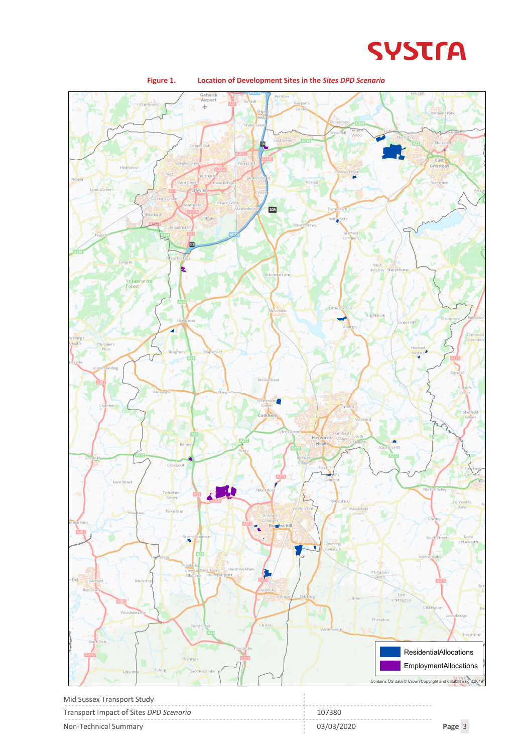Figure 1. Location of Development Sites in the *Sites DPD Scenario*

ResidentialAllocations

EmploymentAllocations

Contains OS data © Crown Copyright and database right 2019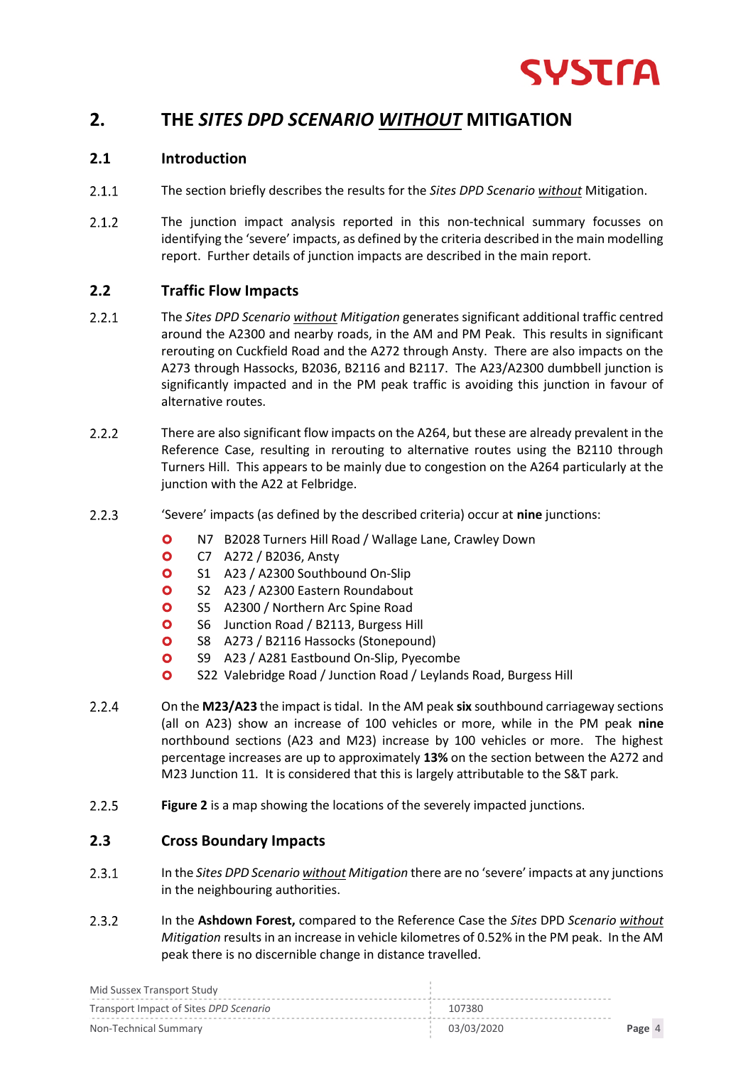# 2. THE *SITES DPD SCENARIO* *WITHOUT* MITIGATION

## 2.1 Introduction

2.1.1 The section briefly describes the results for the *Sites DPD Scenario* *without* Mitigation.

2.1.2 The junction impact analysis reported in this non-technical summary focusses on identifying the 'severe' impacts, as defined by the criteria described in the main modelling report. Further details of junction impacts are described in the main report.

## 2.2 Traffic Flow Impacts

2.2.1 The *Sites DPD Scenario* *without* *Mitigation* generates significant additional traffic centred around the A2300 and nearby roads, in the AM and PM Peak. This results in significant rerouting on Cuckfield Road and the A272 through Ansty. There are also impacts on the A273 through Hassocks, B2036, B2116 and B2117. The A23/A2300 dumbbell junction is significantly impacted and in the PM peak traffic is avoiding this junction in favour of alternative routes.

2.2.2 There are also significant flow impacts on the A264, but these are already prevalent in the Reference Case, resulting in rerouting to alternative routes using the B2110 through Turners Hill. This appears to be mainly due to congestion on the A264 particularly at the junction with the A22 at Felbridge.

2.2.3 'Severe' impacts (as defined by the described criteria) occur at **nine** junctions:

- N7 B2028 Turners Hill Road / Wallage Lane, Crawley Down
- C7 A272 / B2036, Ansty
- S1 A23 / A2300 Southbound On-Slip
- S2 A23 / A2300 Eastern Roundabout
- S5 A2300 / Northern Arc Spine Road
- S6 Junction Road / B2113, Burgess Hill
- S8 A273 / B2116 Hassocks (Stonepound)
- S9 A23 / A281 Eastbound On-Slip, Pyecombe
- S22 Valebridge Road / Junction Road / Leylands Road, Burgess Hill

2.2.4 On the **M23/A23** the impact is tidal. In the AM peak **six** southbound carriageway sections (all on A23) show an increase of 100 vehicles or more, while in the PM peak **nine** northbound sections (A23 and M23) increase by 100 vehicles or more. The highest percentage increases are up to approximately **13%** on the section between the A272 and M23 Junction 11. It is considered that this is largely attributable to the S&T park.

2.2.5 **Figure 2** is a map showing the locations of the severely impacted junctions.

## 2.3 Cross Boundary Impacts

2.3.1 In the *Sites DPD Scenario* *without* *Mitigation* there are no 'severe' impacts at any junctions in the neighbouring authorities.

2.3.2 In the **Ashdown Forest,** compared to the Reference Case the *Sites* DPD *Scenario* *without* *Mitigation* results in an increase in vehicle kilometres of 0.52% in the PM peak. In the AM peak there is no discernible change in distance travelled.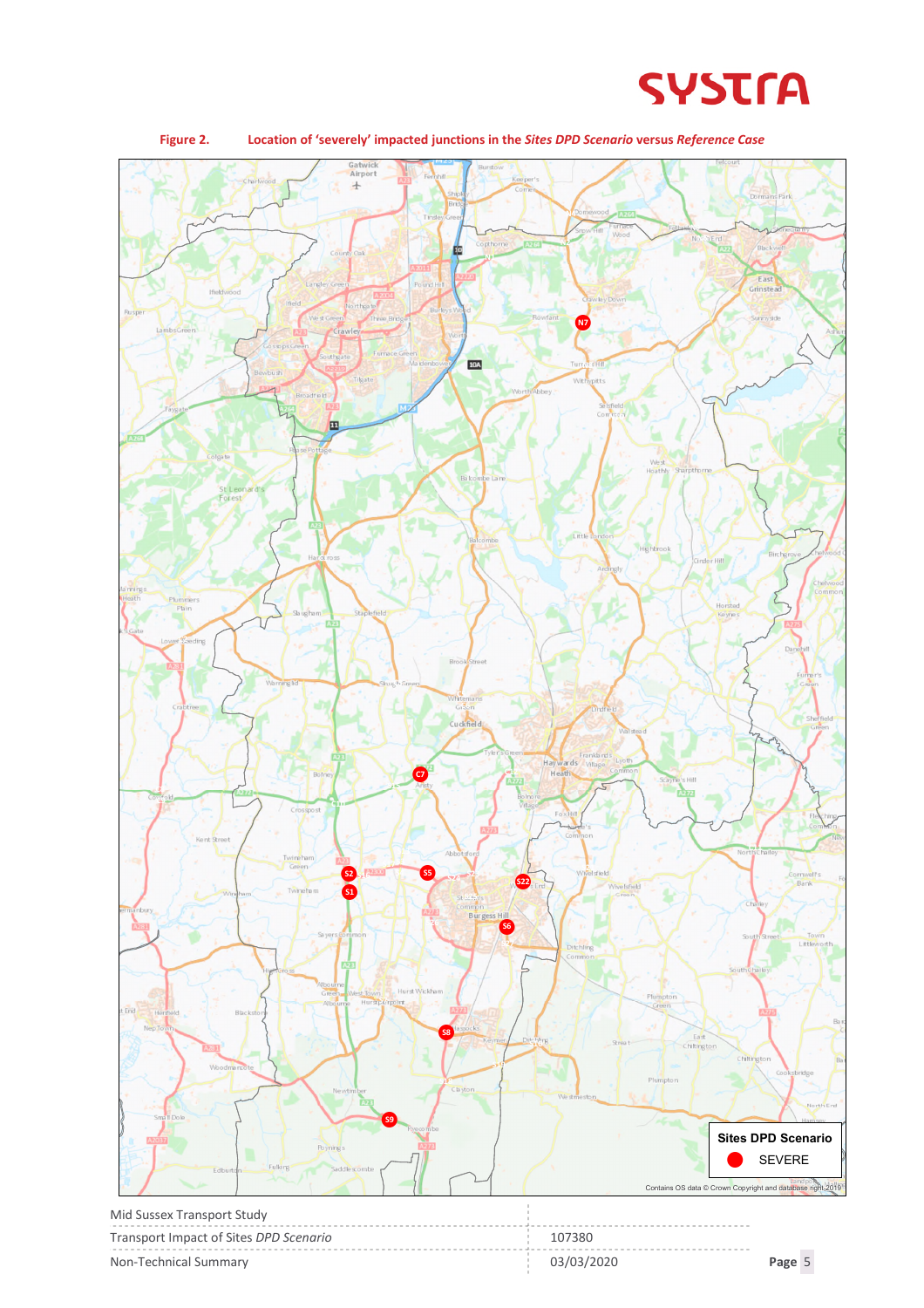**Figure 2. Location of 'severely' impacted junctions in the *Sites DPD Scenario* versus *Reference Case***

**Sites DPD Scenario**

SEVERE

Contains OS data © Crown Copyright and database right 2019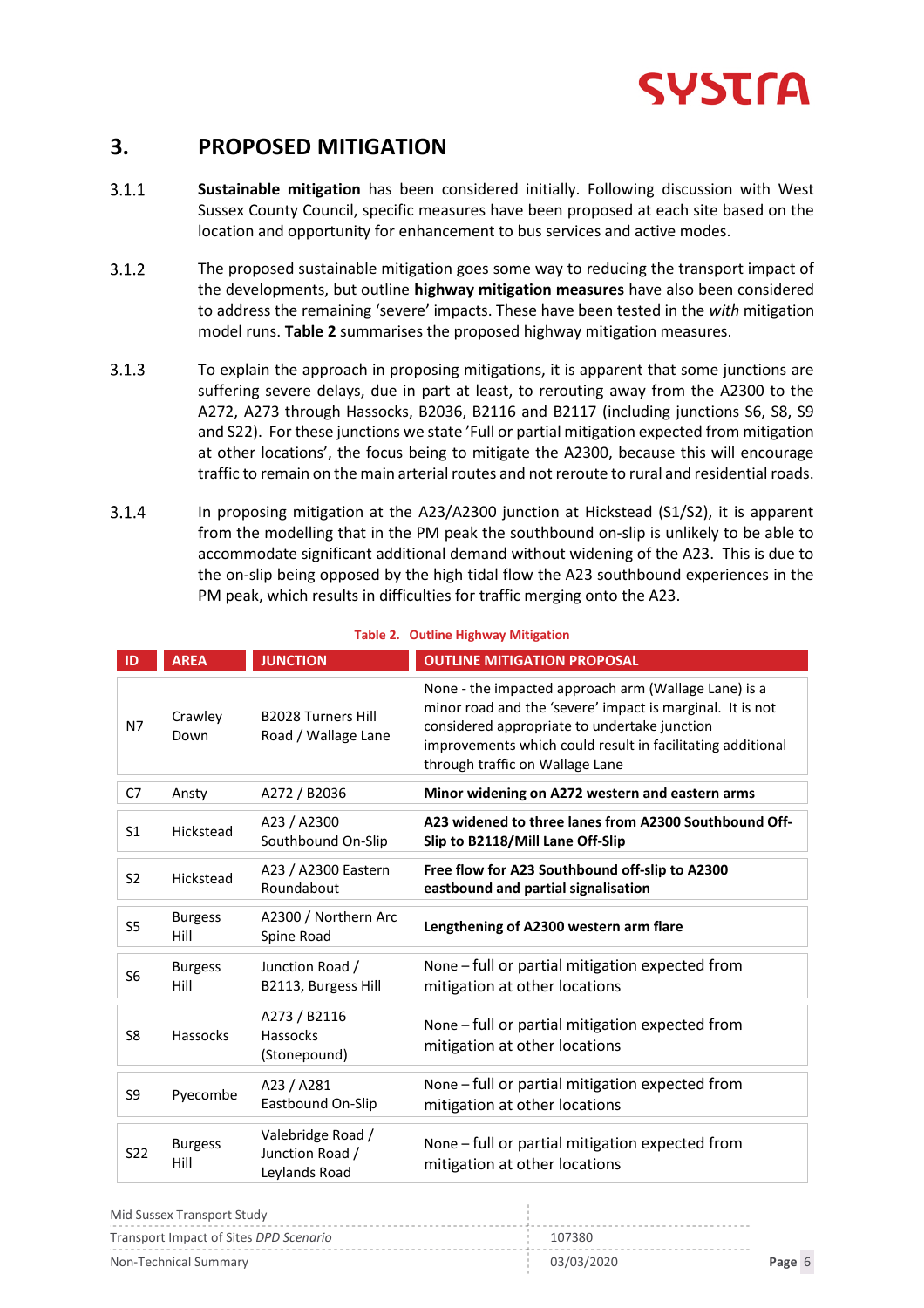## 3. PROPOSED MITIGATION

3.1.1 **Sustainable mitigation** has been considered initially. Following discussion with West Sussex County Council, specific measures have been proposed at each site based on the location and opportunity for enhancement to bus services and active modes.

3.1.2 The proposed sustainable mitigation goes some way to reducing the transport impact of the developments, but outline **highway mitigation measures** have also been considered to address the remaining 'severe' impacts. These have been tested in the *with* mitigation model runs. **Table 2** summarises the proposed highway mitigation measures.

3.1.3 To explain the approach in proposing mitigations, it is apparent that some junctions are suffering severe delays, due in part at least, to rerouting away from the A2300 to the A272, A273 through Hassocks, B2036, B2116 and B2117 (including junctions S6, S8, S9 and S22). For these junctions we state 'Full or partial mitigation expected from mitigation at other locations', the focus being to mitigate the A2300, because this will encourage traffic to remain on the main arterial routes and not reroute to rural and residential roads.

3.1.4 In proposing mitigation at the A23/A2300 junction at Hickstead (S1/S2), it is apparent from the modelling that in the PM peak the southbound on-slip is unlikely to be able to accommodate significant additional demand without widening of the A23. This is due to the on-slip being opposed by the high tidal flow the A23 southbound experiences in the PM peak, which results in difficulties for traffic merging onto the A23.

**Table 2. Outline Highway Mitigation**

| ID | AREA | JUNCTION | OUTLINE MITIGATION PROPOSAL |
|---|---|---|---|
| N7 | Crawley Down | B2028 Turners Hill Road / Wallage Lane | None - the impacted approach arm (Wallage Lane) is a minor road and the 'severe' impact is marginal. It is not considered appropriate to undertake junction improvements which could result in facilitating additional through traffic on Wallage Lane |
| C7 | Ansty | A272 / B2036 | **Minor widening on A272 western and eastern arms** |
| S1 | Hickstead | A23 / A2300 Southbound On-Slip | **A23 widened to three lanes from A2300 Southbound Off-Slip to B2118/Mill Lane Off-Slip** |
| S2 | Hickstead | A23 / A2300 Eastern Roundabout | **Free flow for A23 Southbound off-slip to A2300 eastbound and partial signalisation** |
| S5 | Burgess Hill | A2300 / Northern Arc Spine Road | **Lengthening of A2300 western arm flare** |
| S6 | Burgess Hill | Junction Road / B2113, Burgess Hill | None – full or partial mitigation expected from mitigation at other locations |
| S8 | Hassocks | A273 / B2116 Hassocks (Stonepound) | None – full or partial mitigation expected from mitigation at other locations |
| S9 | Pyecombe | A23 / A281 Eastbound On-Slip | None – full or partial mitigation expected from mitigation at other locations |
| S22 | Burgess Hill | Valebridge Road / Junction Road / Leylands Road | None – full or partial mitigation expected from mitigation at other locations |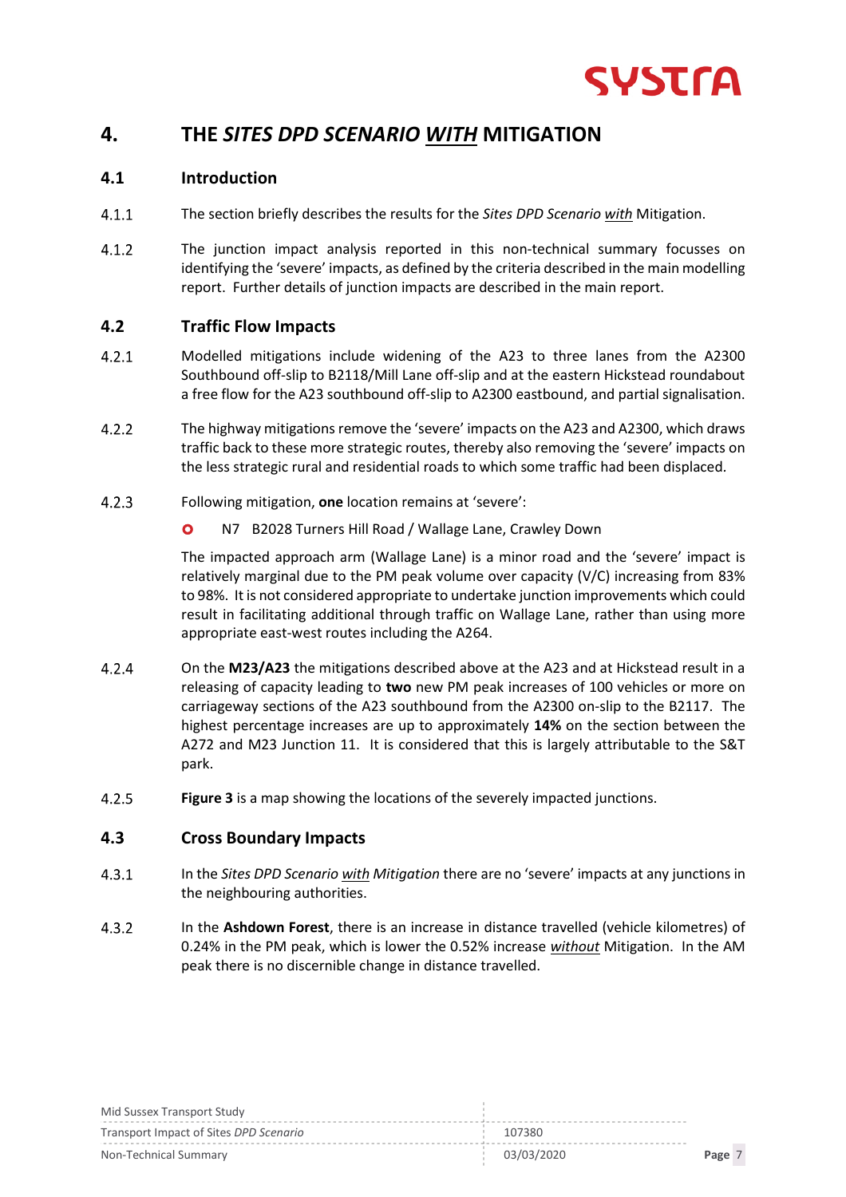# 4. THE *SITES DPD SCENARIO WITH* MITIGATION

## 4.1 Introduction

4.1.1 The section briefly describes the results for the *Sites DPD Scenario with* Mitigation.

4.1.2 The junction impact analysis reported in this non-technical summary focusses on identifying the 'severe' impacts, as defined by the criteria described in the main modelling report. Further details of junction impacts are described in the main report.

## 4.2 Traffic Flow Impacts

4.2.1 Modelled mitigations include widening of the A23 to three lanes from the A2300 Southbound off-slip to B2118/Mill Lane off-slip and at the eastern Hickstead roundabout a free flow for the A23 southbound off-slip to A2300 eastbound, and partial signalisation.

4.2.2 The highway mitigations remove the 'severe' impacts on the A23 and A2300, which draws traffic back to these more strategic routes, thereby also removing the 'severe' impacts on the less strategic rural and residential roads to which some traffic had been displaced.

4.2.3 Following mitigation, **one** location remains at 'severe':

- N7 B2028 Turners Hill Road / Wallage Lane, Crawley Down

The impacted approach arm (Wallage Lane) is a minor road and the 'severe' impact is relatively marginal due to the PM peak volume over capacity (V/C) increasing from 83% to 98%. It is not considered appropriate to undertake junction improvements which could result in facilitating additional through traffic on Wallage Lane, rather than using more appropriate east-west routes including the A264.

4.2.4 On the **M23/A23** the mitigations described above at the A23 and at Hickstead result in a releasing of capacity leading to **two** new PM peak increases of 100 vehicles or more on carriageway sections of the A23 southbound from the A2300 on-slip to the B2117. The highest percentage increases are up to approximately **14%** on the section between the A272 and M23 Junction 11. It is considered that this is largely attributable to the S&T park.

4.2.5 **Figure 3** is a map showing the locations of the severely impacted junctions.

## 4.3 Cross Boundary Impacts

4.3.1 In the *Sites DPD Scenario with Mitigation* there are no 'severe' impacts at any junctions in the neighbouring authorities.

4.3.2 In the **Ashdown Forest**, there is an increase in distance travelled (vehicle kilometres) of 0.24% in the PM peak, which is lower the 0.52% increase *without* Mitigation. In the AM peak there is no discernible change in distance travelled.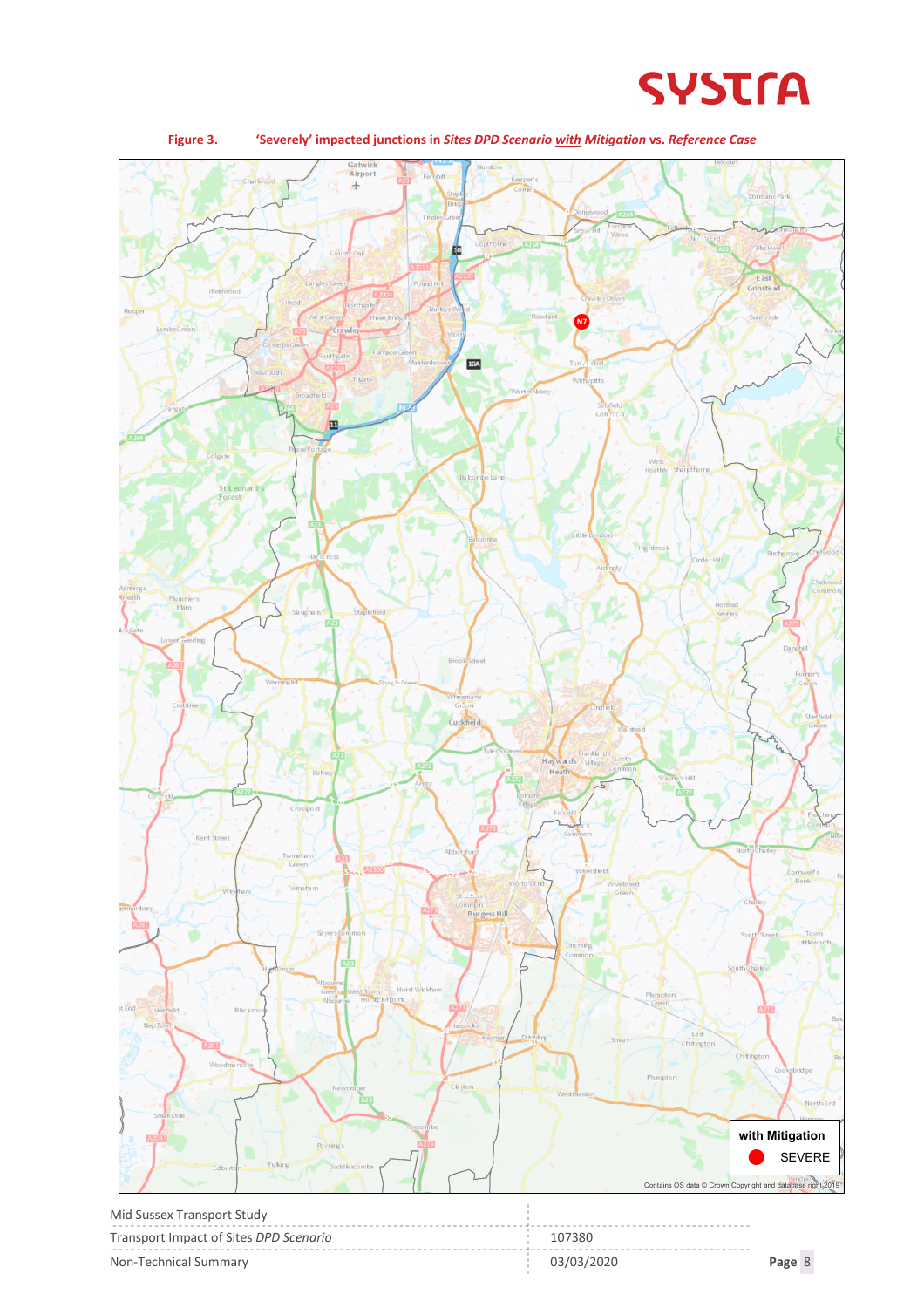Figure 3. 'Severely' impacted junctions in *Sites DPD Scenario* *with* *Mitigation* vs. *Reference Case*

**with Mitigation**

SEVERE

Contains OS data © Crown Copyright and database right 2019

Mid Sussex Transport Study

Transport Impact of Sites *DPD Scenario*

Non-Technical Summary

107380

03/03/2020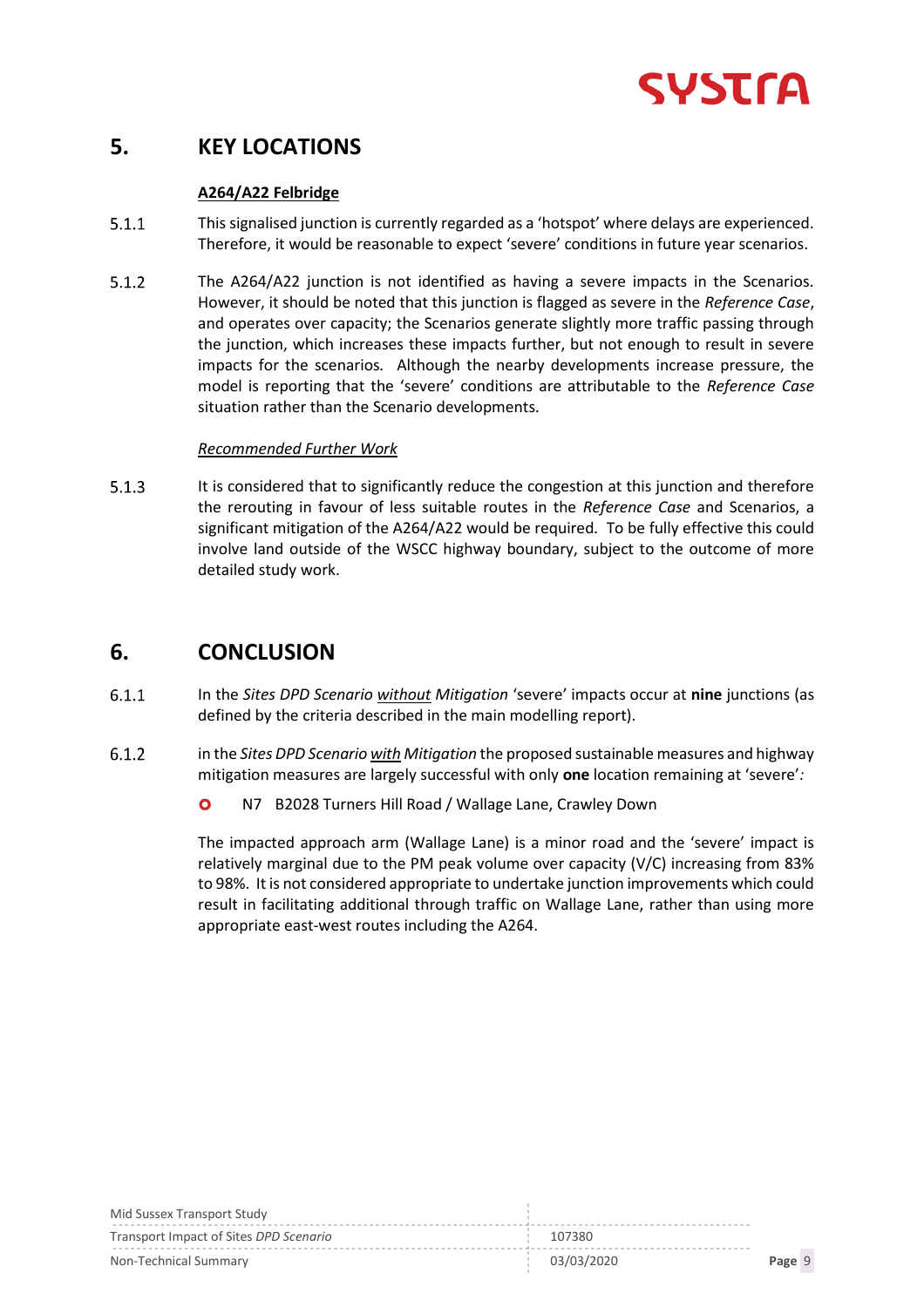# 5. KEY LOCATIONS

### A264/A22 Felbridge

5.1.1 This signalised junction is currently regarded as a 'hotspot' where delays are experienced. Therefore, it would be reasonable to expect 'severe' conditions in future year scenarios.

5.1.2 The A264/A22 junction is not identified as having a severe impacts in the Scenarios. However, it should be noted that this junction is flagged as severe in the *Reference Case*, and operates over capacity; the Scenarios generate slightly more traffic passing through the junction, which increases these impacts further, but not enough to result in severe impacts for the scenarios. Although the nearby developments increase pressure, the model is reporting that the 'severe' conditions are attributable to the *Reference Case* situation rather than the Scenario developments.

*Recommended Further Work*

5.1.3 It is considered that to significantly reduce the congestion at this junction and therefore the rerouting in favour of less suitable routes in the *Reference Case* and Scenarios, a significant mitigation of the A264/A22 would be required. To be fully effective this could involve land outside of the WSCC highway boundary, subject to the outcome of more detailed study work.

# 6. CONCLUSION

6.1.1 In the *Sites DPD Scenario without Mitigation* 'severe' impacts occur at **nine** junctions (as defined by the criteria described in the main modelling report).

6.1.2 in the *Sites DPD Scenario with Mitigation* the proposed sustainable measures and highway mitigation measures are largely successful with only **one** location remaining at 'severe':

- N7 B2028 Turners Hill Road / Wallage Lane, Crawley Down

The impacted approach arm (Wallage Lane) is a minor road and the 'severe' impact is relatively marginal due to the PM peak volume over capacity (V/C) increasing from 83% to 98%. It is not considered appropriate to undertake junction improvements which could result in facilitating additional through traffic on Wallage Lane, rather than using more appropriate east-west routes including the A264.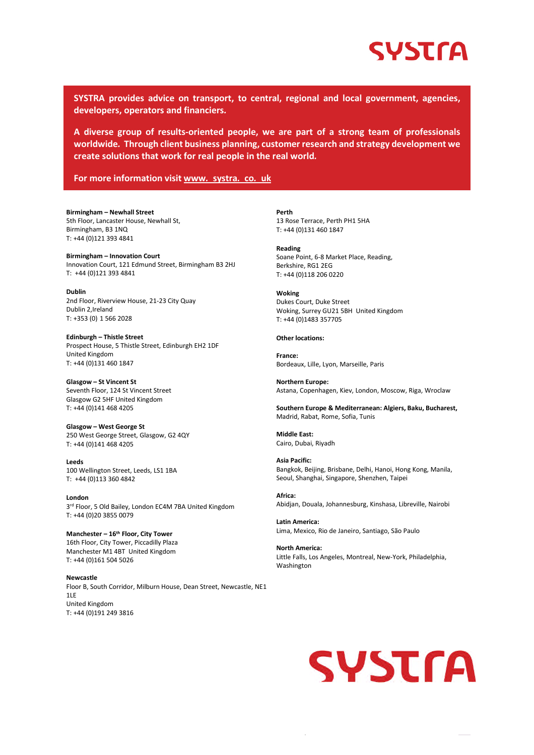**SYSTRA provides advice on transport, to central, regional and local government, agencies, developers, operators and financiers.**

**A diverse group of results-oriented people, we are part of a strong team of professionals worldwide. Through client business planning, customer research and strategy development we create solutions that work for real people in the real world.**

**For more information visit www. systra. co. uk**

**Birmingham – Newhall Street**
5th Floor, Lancaster House, Newhall St,
Birmingham, B3 1NQ
T: +44 (0)121 393 4841

**Birmingham – Innovation Court**
Innovation Court, 121 Edmund Street, Birmingham B3 2HJ
T: +44 (0)121 393 4841

**Dublin**
2nd Floor, Riverview House, 21-23 City Quay
Dublin 2,Ireland
T: +353 (0) 1 566 2028

**Edinburgh – Thistle Street**
Prospect House, 5 Thistle Street, Edinburgh EH2 1DF
United Kingdom
T: +44 (0)131 460 1847

**Glasgow – St Vincent St**
Seventh Floor, 124 St Vincent Street
Glasgow G2 5HF United Kingdom
T: +44 (0)141 468 4205

**Glasgow – West George St**
250 West George Street, Glasgow, G2 4QY
T: +44 (0)141 468 4205

**Leeds**
100 Wellington Street, Leeds, LS1 1BA
T: +44 (0)113 360 4842

**London**
3rd Floor, 5 Old Bailey, London EC4M 7BA United Kingdom
T: +44 (0)20 3855 0079

**Manchester – 16th Floor, City Tower**
16th Floor, City Tower, Piccadilly Plaza
Manchester M1 4BT United Kingdom
T: +44 (0)161 504 5026

**Newcastle**
Floor B, South Corridor, Milburn House, Dean Street, Newcastle, NE1 1LE
United Kingdom
T: +44 (0)191 249 3816

**Perth**
13 Rose Terrace, Perth PH1 5HA
T: +44 (0)131 460 1847

**Reading**
Soane Point, 6-8 Market Place, Reading,
Berkshire, RG1 2EG
T: +44 (0)118 206 0220

**Woking**
Dukes Court, Duke Street
Woking, Surrey GU21 5BH United Kingdom
T: +44 (0)1483 357705

**Other locations:**

**France:**
Bordeaux, Lille, Lyon, Marseille, Paris

**Northern Europe:**
Astana, Copenhagen, Kiev, London, Moscow, Riga, Wroclaw

**Southern Europe & Mediterranean: Algiers, Baku, Bucharest,**
Madrid, Rabat, Rome, Sofia, Tunis

**Middle East:**
Cairo, Dubai, Riyadh

**Asia Pacific:**
Bangkok, Beijing, Brisbane, Delhi, Hanoi, Hong Kong, Manila, Seoul, Shanghai, Singapore, Shenzhen, Taipei

**Africa:**
Abidjan, Douala, Johannesburg, Kinshasa, Libreville, Nairobi

**Latin America:**
Lima, Mexico, Rio de Janeiro, Santiago, São Paulo

**North America:**
Little Falls, Los Angeles, Montreal, New-York, Philadelphia, Washington